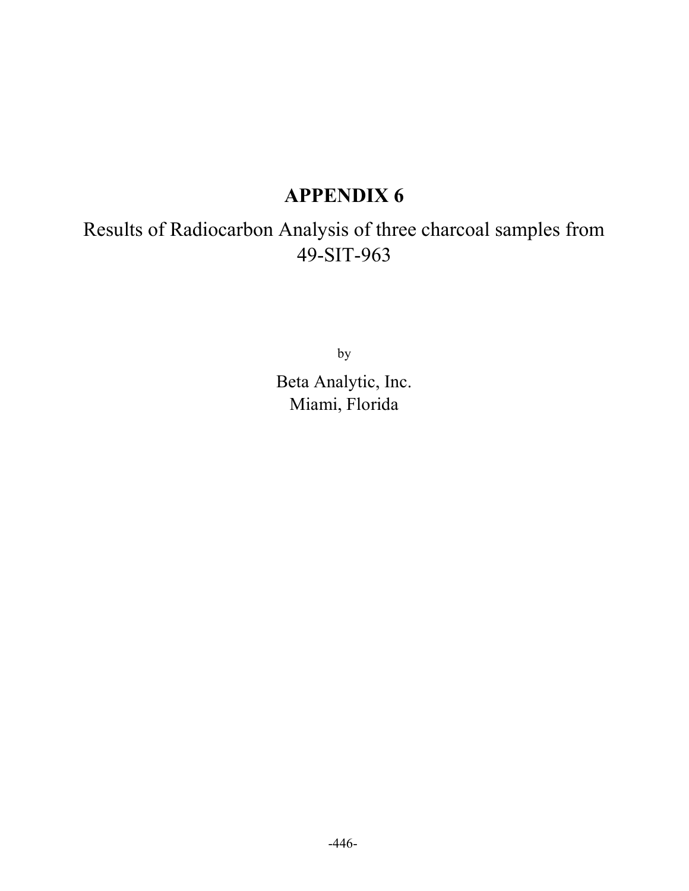# APPENDIX 6

Results of Radiocarbon Analysis of three charcoal samples from 49-SIT-963

by

Beta Analytic, Inc.
Miami, Florida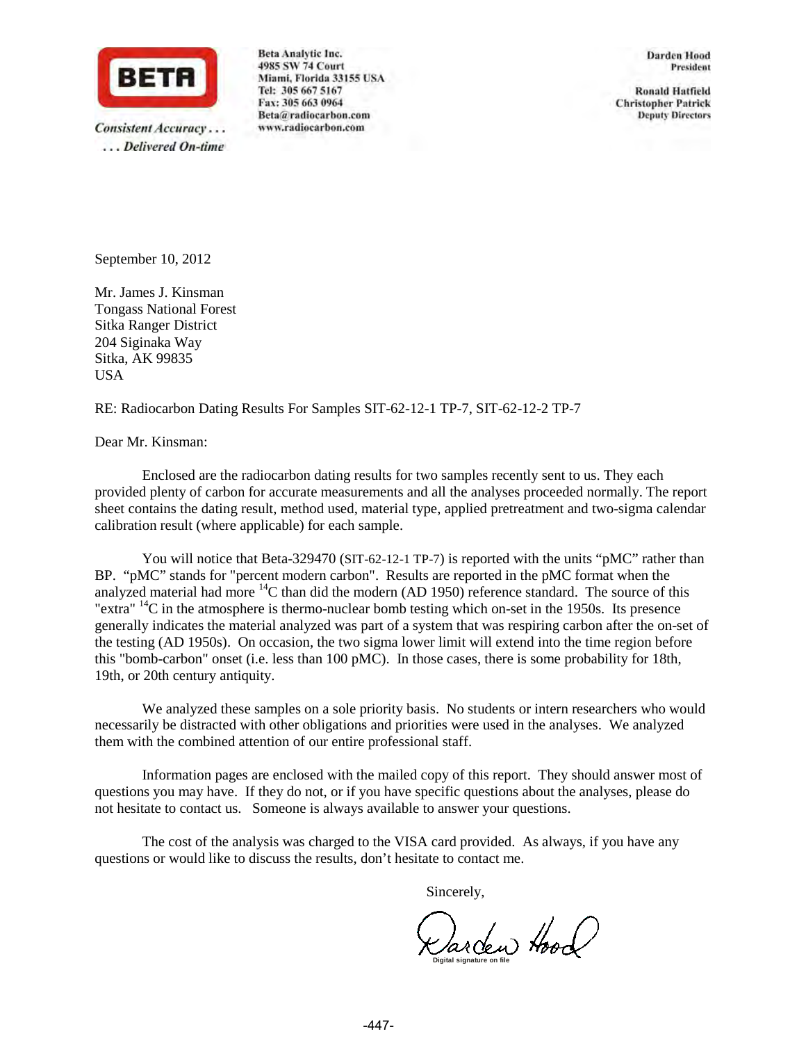**BETA**

*Consistent Accuracy . . .*
*. . . Delivered On-time*

**Beta Analytic Inc.**
**4985 SW 74 Court**
**Miami, Florida 33155 USA**
**Tel: 305 667 5167**
**Fax: 305 663 0964**
**Beta@radiocarbon.com**
**www.radiocarbon.com**

**Darden Hood**
**President**

**Ronald Hatfield**
**Christopher Patrick**
**Deputy Directors**

September 10, 2012

Mr. James J. Kinsman
Tongass National Forest
Sitka Ranger District
204 Siginaka Way
Sitka, AK 99835
USA

RE: Radiocarbon Dating Results For Samples SIT-62-12-1 TP-7, SIT-62-12-2 TP-7

Dear Mr. Kinsman:

Enclosed are the radiocarbon dating results for two samples recently sent to us. They each provided plenty of carbon for accurate measurements and all the analyses proceeded normally. The report sheet contains the dating result, method used, material type, applied pretreatment and two-sigma calendar calibration result (where applicable) for each sample.

You will notice that Beta-329470 (SIT-62-12-1 TP-7) is reported with the units "pMC" rather than BP. "pMC" stands for "percent modern carbon". Results are reported in the pMC format when the analyzed material had more $^{14}C$ than did the modern (AD 1950) reference standard. The source of this "extra" $^{14}C$ in the atmosphere is thermo-nuclear bomb testing which on-set in the 1950s. Its presence generally indicates the material analyzed was part of a system that was respiring carbon after the on-set of the testing (AD 1950s). On occasion, the two sigma lower limit will extend into the time region before this "bomb-carbon" onset (i.e. less than 100 pMC). In those cases, there is some probability for 18th, 19th, or 20th century antiquity.

We analyzed these samples on a sole priority basis. No students or intern researchers who would necessarily be distracted with other obligations and priorities were used in the analyses. We analyzed them with the combined attention of our entire professional staff.

Information pages are enclosed with the mailed copy of this report. They should answer most of questions you may have. If they do not, or if you have specific questions about the analyses, please do not hesitate to contact us. Someone is always available to answer your questions.

The cost of the analysis was charged to the VISA card provided. As always, if you have any questions or would like to discuss the results, don't hesitate to contact me.

Sincerely,

Darden Hood
Digital signature on file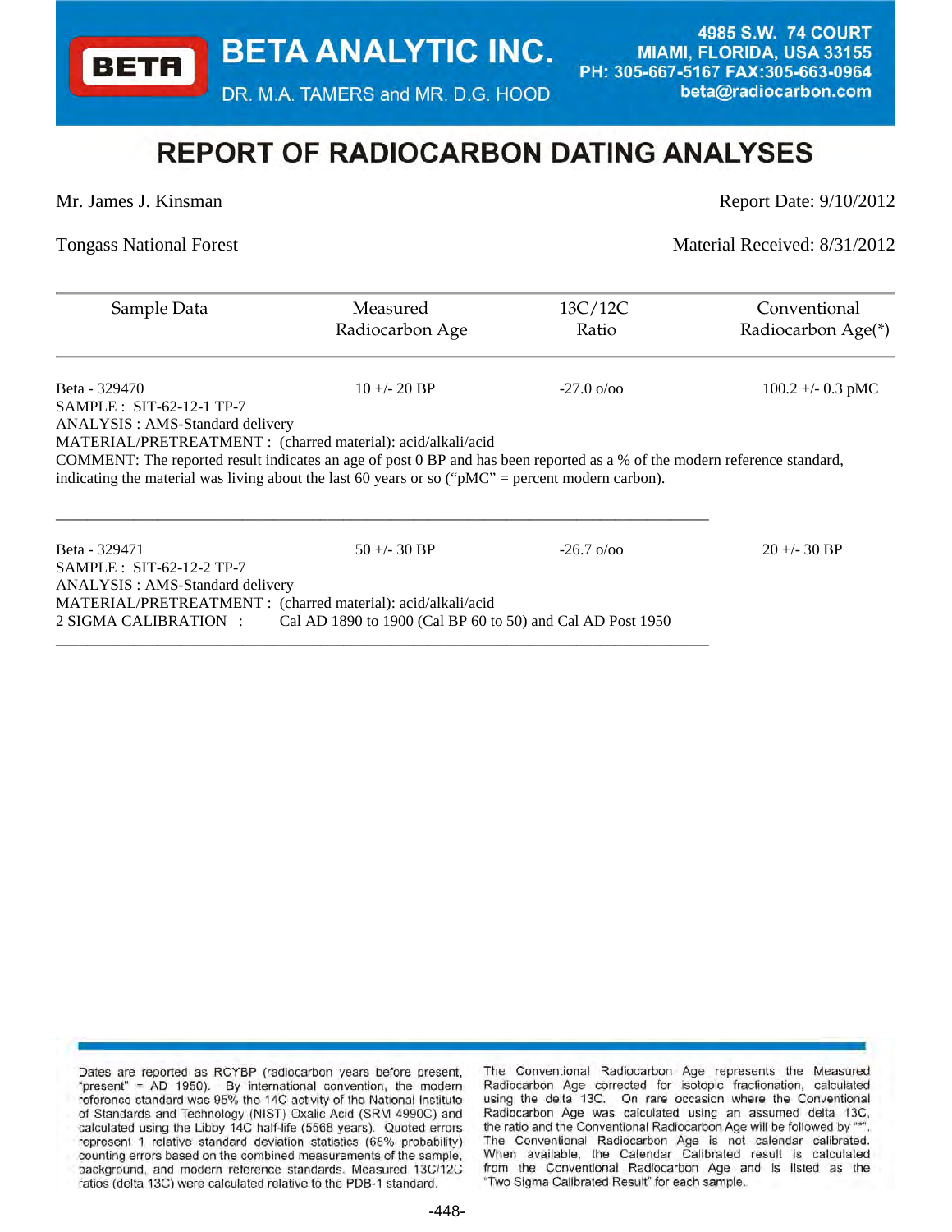BETA ANALYTIC INC.

DR. M.A. TAMERS and MR. D.G. HOOD

4985 S.W. 74 COURT
MIAMI, FLORIDA, USA 33155
PH: 305-667-5167 FAX:305-663-0964
beta@radiocarbon.com

# REPORT OF RADIOCARBON DATING ANALYSES

Mr. James J. Kinsman — Report Date: 9/10/2012

Tongass National Forest — Material Received: 8/31/2012

| Sample Data | Measured Radiocarbon Age | 13C/12C Ratio | Conventional Radiocarbon Age(*) |
|---|---|---|---|
| Beta - 329470 | 10 +/- 20 BP | -27.0 o/oo | 100.2 +/- 0.3 pMC |

SAMPLE : SIT-62-12-1 TP-7
ANALYSIS : AMS-Standard delivery
MATERIAL/PRETREATMENT : (charred material): acid/alkali/acid
COMMENT: The reported result indicates an age of post 0 BP and has been reported as a % of the modern reference standard, indicating the material was living about the last 60 years or so ("pMC" = percent modern carbon).

---

| Sample Data | Measured Radiocarbon Age | 13C/12C Ratio | Conventional Radiocarbon Age(*) |
|---|---|---|---|
| Beta - 329471 | 50 +/- 30 BP | -26.7 o/oo | 20 +/- 30 BP |

SAMPLE : SIT-62-12-2 TP-7
ANALYSIS : AMS-Standard delivery
MATERIAL/PRETREATMENT : (charred material): acid/alkali/acid
2 SIGMA CALIBRATION : Cal AD 1890 to 1900 (Cal BP 60 to 50) and Cal AD Post 1950

---

Dates are reported as RCYBP (radiocarbon years before present, "present" = AD 1950). By international convention, the modern reference standard was 95% the 14C activity of the National Institute of Standards and Technology (NIST) Oxalic Acid (SRM 4990C) and calculated using the Libby 14C half-life (5568 years). Quoted errors represent 1 relative standard deviation statistics (68% probability) counting errors based on the combined measurements of the sample, background, and modern reference standards. Measured 13C/12C ratios (delta 13C) were calculated relative to the PDB-1 standard.

The Conventional Radiocarbon Age represents the Measured Radiocarbon Age corrected for isotopic fractionation, calculated using the delta 13C. On rare occasion where the Conventional Radiocarbon Age was calculated using an assumed delta 13C, the ratio and the Conventional Radiocarbon Age will be followed by "*". The Conventional Radiocarbon Age is not calendar calibrated. When available, the Calendar Calibrated result is calculated from the Conventional Radiocarbon Age and is listed as the "Two Sigma Calibrated Result" for each sample.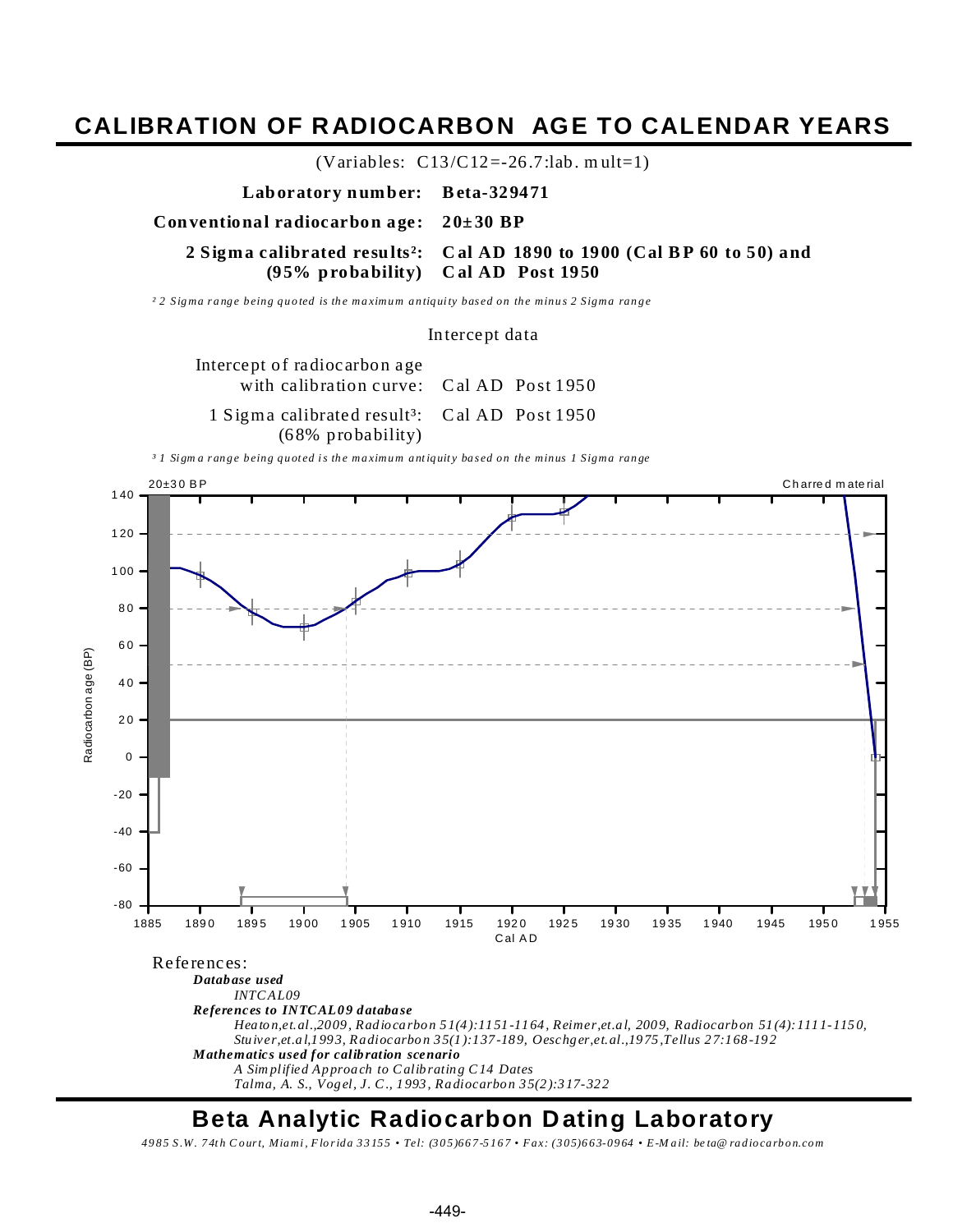# CALIBRATION OF RADIOCARBON AGE TO CALENDAR YEARS

(Variables: C13/C12=-26.7:lab. mult=1)

**Laboratory number: Beta-329471**

**Conventional radiocarbon age: 20±30 BP**

**2 Sigma calibrated results[2]: (95% probability)** **Cal AD 1890 to 1900 (Cal BP 60 to 50) and Cal AD Post 1950**

*[2] 2 Sigma range being quoted is the maximum antiquity based on the minus 2 Sigma range*

Intercept data

Intercept of radiocarbon age with calibration curve: Cal AD Post 1950

1 Sigma calibrated result[3]: (68% probability) Cal AD Post 1950

*[3] 1 Sigma range being quoted is the maximum antiquity based on the minus 1 Sigma range*

20±30 BP — Charred material

Radiocarbon age (BP) — Cal AD

References:

***Database used***

*INTCAL09*

***References to INTCAL09 database***

*Heaton,et.al.,2009, Radiocarbon 51(4):1151-1164, Reimer,et.al, 2009, Radiocarbon 51(4):1111-1150, Stuiver,et.al,1993, Radiocarbon 35(1):137-189, Oeschger,et.al.,1975,Tellus 27:168-192*

***Mathematics used for calibration scenario***

*A Simplified Approach to Calibrating C14 Dates*

*Talma, A. S., Vogel, J. C., 1993, Radiocarbon 35(2):317-322*

## Beta Analytic Radiocarbon Dating Laboratory

*4985 S.W. 74th Court, Miami, Florida 33155 • Tel: (305)667-5167 • Fax: (305)663-0964 • E-Mail: beta@radiocarbon.com*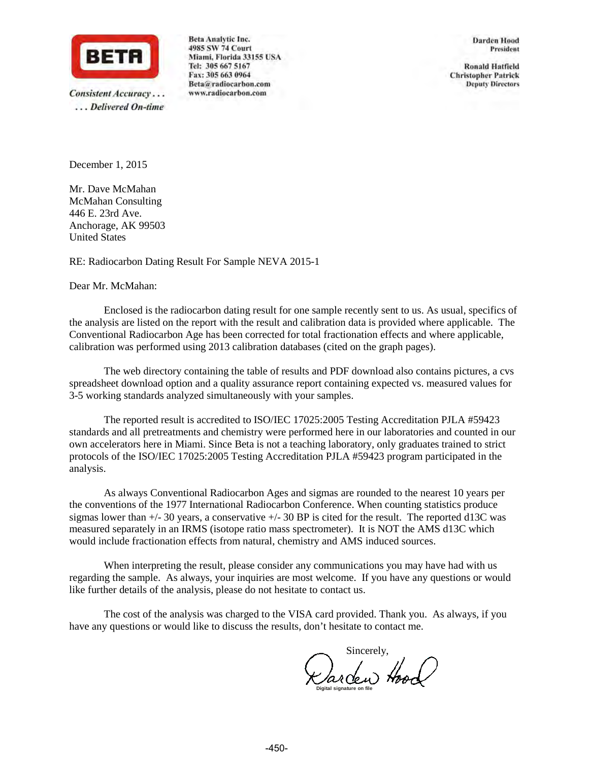**BETA**

*Consistent Accuracy . . .*
*. . . Delivered On-time*

**Beta Analytic Inc.**
**4985 SW 74 Court**
**Miami, Florida 33155 USA**
**Tel: 305 667 5167**
**Fax: 305 663 0964**
**Beta@radiocarbon.com**
**www.radiocarbon.com**

**Darden Hood**
**President**

**Ronald Hatfield**
**Christopher Patrick**
**Deputy Directors**

December 1, 2015

Mr. Dave McMahan
McMahan Consulting
446 E. 23rd Ave.
Anchorage, AK 99503
United States

RE: Radiocarbon Dating Result For Sample NEVA 2015-1

Dear Mr. McMahan:

Enclosed is the radiocarbon dating result for one sample recently sent to us. As usual, specifics of the analysis are listed on the report with the result and calibration data is provided where applicable. The Conventional Radiocarbon Age has been corrected for total fractionation effects and where applicable, calibration was performed using 2013 calibration databases (cited on the graph pages).

The web directory containing the table of results and PDF download also contains pictures, a cvs spreadsheet download option and a quality assurance report containing expected vs. measured values for 3-5 working standards analyzed simultaneously with your samples.

The reported result is accredited to ISO/IEC 17025:2005 Testing Accreditation PJLA #59423 standards and all pretreatments and chemistry were performed here in our laboratories and counted in our own accelerators here in Miami. Since Beta is not a teaching laboratory, only graduates trained to strict protocols of the ISO/IEC 17025:2005 Testing Accreditation PJLA #59423 program participated in the analysis.

As always Conventional Radiocarbon Ages and sigmas are rounded to the nearest 10 years per the conventions of the 1977 International Radiocarbon Conference. When counting statistics produce sigmas lower than +/- 30 years, a conservative +/- 30 BP is cited for the result. The reported d13C was measured separately in an IRMS (isotope ratio mass spectrometer). It is NOT the AMS d13C which would include fractionation effects from natural, chemistry and AMS induced sources.

When interpreting the result, please consider any communications you may have had with us regarding the sample. As always, your inquiries are most welcome. If you have any questions or would like further details of the analysis, please do not hesitate to contact us.

The cost of the analysis was charged to the VISA card provided. Thank you. As always, if you have any questions or would like to discuss the results, don't hesitate to contact me.

Sincerely,

Darden Hood
Digital signature on file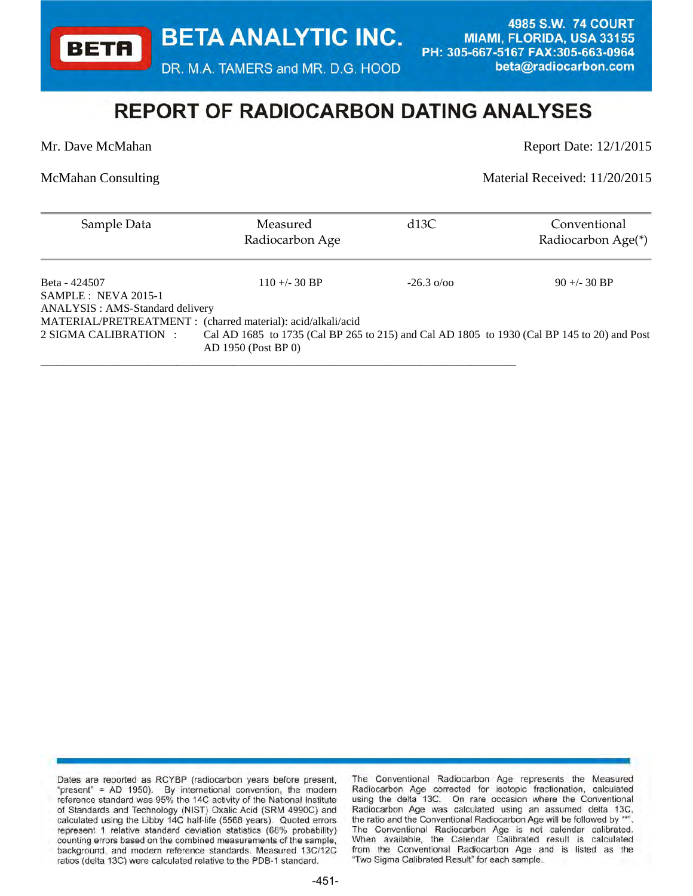**BETA ANALYTIC INC.**

DR. M.A. TAMERS and MR. D.G. HOOD

4985 S.W. 74 COURT
MIAMI, FLORIDA, USA 33155
PH: 305-667-5167 FAX:305-663-0964
beta@radiocarbon.com

# REPORT OF RADIOCARBON DATING ANALYSES

Mr. Dave McMahan — Report Date: 12/1/2015

McMahan Consulting — Material Received: 11/20/2015

| Sample Data | Measured Radiocarbon Age | d13C | Conventional Radiocarbon Age(*) |
|---|---|---|---|
| Beta - 424507 | 110 +/- 30 BP | -26.3 o/oo | 90 +/- 30 BP |

SAMPLE : NEVA 2015-1
ANALYSIS : AMS-Standard delivery
MATERIAL/PRETREATMENT : (charred material): acid/alkali/acid
2 SIGMA CALIBRATION : Cal AD 1685 to 1735 (Cal BP 265 to 215) and Cal AD 1805 to 1930 (Cal BP 145 to 20) and Post AD 1950 (Post BP 0)

---

Dates are reported as RCYBP (radiocarbon years before present, "present" = AD 1950). By international convention, the modern reference standard was 95% the 14C activity of the National Institute of Standards and Technology (NIST) Oxalic Acid (SRM 4990C) and calculated using the Libby 14C half-life (5568 years). Quoted errors represent 1 relative standard deviation statistics (68% probability) counting errors based on the combined measurements of the sample, background, and modern reference standards. Measured 13C/12C ratios (delta 13C) were calculated relative to the PDB-1 standard.

The Conventional Radiocarbon Age represents the Measured Radiocarbon Age corrected for isotopic fractionation, calculated using the delta 13C. On rare occasion where the Conventional Radiocarbon Age was calculated using an assumed delta 13C, the ratio and the Conventional Radiocarbon Age will be followed by "*". The Conventional Radiocarbon Age is not calendar calibrated. When available, the Calendar Calibrated result is calculated from the Conventional Radiocarbon Age and is listed as the "Two Sigma Calibrated Result" for each sample.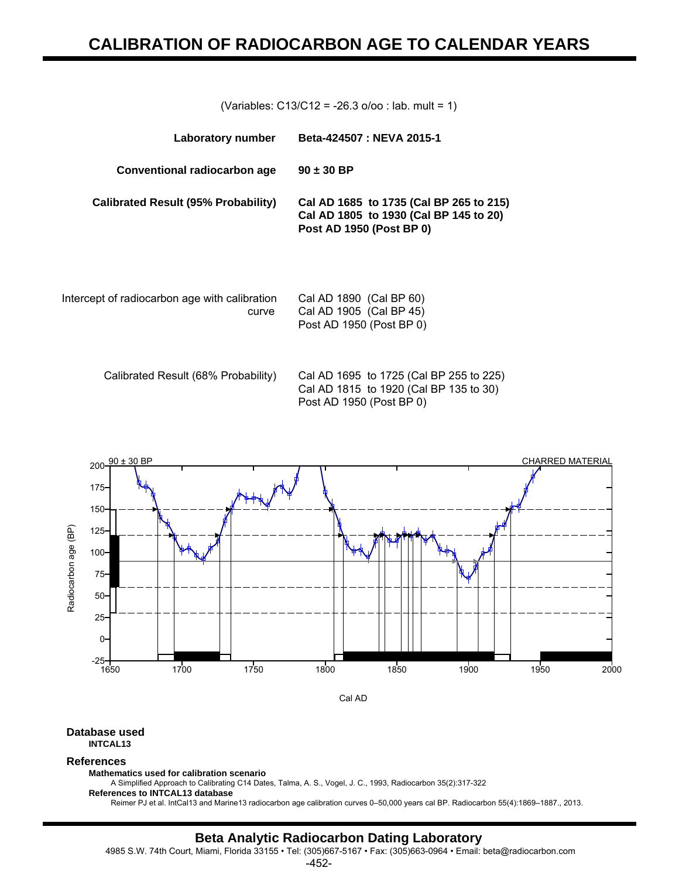# CALIBRATION OF RADIOCARBON AGE TO CALENDAR YEARS

(Variables: C13/C12 = -26.3 o/oo : lab. mult = 1)

| | |
|---|---|
| **Laboratory number** | **Beta-424507 : NEVA 2015-1** |
| **Conventional radiocarbon age** | **90 ± 30 BP** |
| **Calibrated Result (95% Probability)** | **Cal AD 1685 to 1735 (Cal BP 265 to 215)**<br>**Cal AD 1805 to 1930 (Cal BP 145 to 20)**<br>**Post AD 1950 (Post BP 0)** |
| Intercept of radiocarbon age with calibration curve | Cal AD 1890 (Cal BP 60)<br>Cal AD 1905 (Cal BP 45)<br>Post AD 1950 (Post BP 0) |
| Calibrated Result (68% Probability) | Cal AD 1695 to 1725 (Cal BP 255 to 225)<br>Cal AD 1815 to 1920 (Cal BP 135 to 30)<br>Post AD 1950 (Post BP 0) |

90 ± 30 BP

CHARRED MATERIAL

Radiocarbon age (BP)

200
175
150
125
100
75
50
25
0
-25

1650 1700 1750 1800 1850 1900 1950 2000

Cal AD

**Database used**
**INTCAL13**

**References**

**Mathematics used for calibration scenario**
A Simplified Approach to Calibrating C14 Dates, Talma, A. S., Vogel, J. C., 1993, Radiocarbon 35(2):317-322

**References to INTCAL13 database**
Reimer PJ et al. IntCal13 and Marine13 radiocarbon age calibration curves 0–50,000 years cal BP. Radiocarbon 55(4):1869–1887., 2013.

**Beta Analytic Radiocarbon Dating Laboratory**
4985 S.W. 74th Court, Miami, Florida 33155 • Tel: (305)667-5167 • Fax: (305)663-0964 • Email: beta@radiocarbon.com